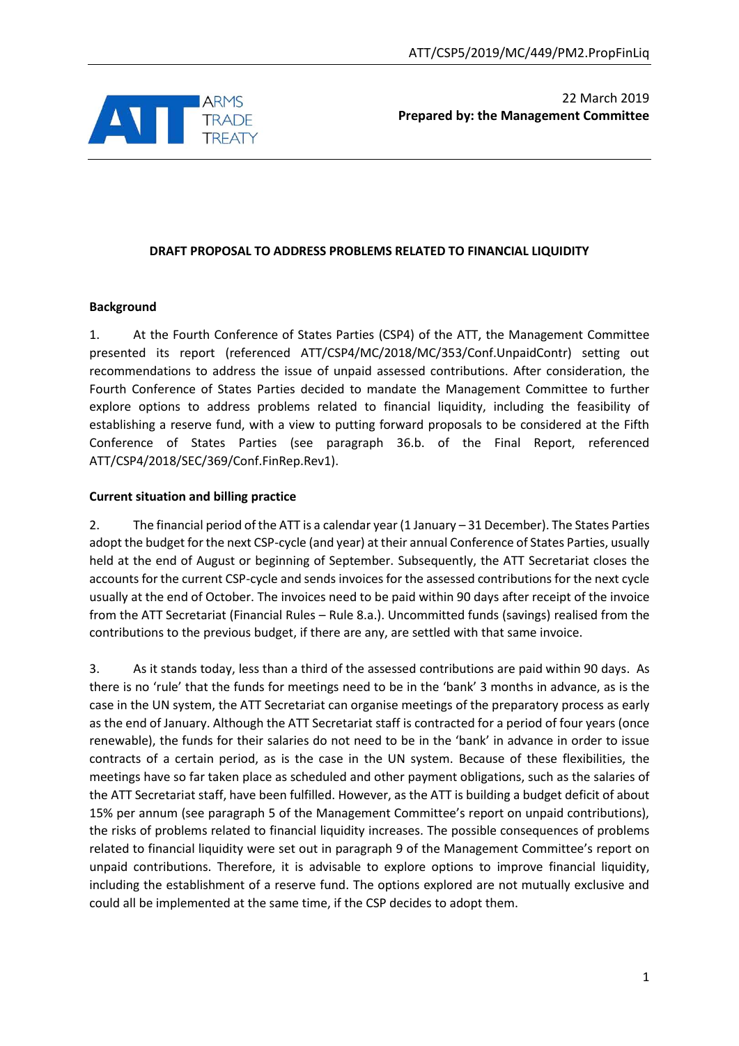22 March 2019
**Prepared by: the Management Committee**

# DRAFT PROPOSAL TO ADDRESS PROBLEMS RELATED TO FINANCIAL LIQUIDITY

## Background

1. At the Fourth Conference of States Parties (CSP4) of the ATT, the Management Committee presented its report (referenced ATT/CSP4/MC/2018/MC/353/Conf.UnpaidContr) setting out recommendations to address the issue of unpaid assessed contributions. After consideration, the Fourth Conference of States Parties decided to mandate the Management Committee to further explore options to address problems related to financial liquidity, including the feasibility of establishing a reserve fund, with a view to putting forward proposals to be considered at the Fifth Conference of States Parties (see paragraph 36.b. of the Final Report, referenced ATT/CSP4/2018/SEC/369/Conf.FinRep.Rev1).

## Current situation and billing practice

2. The financial period of the ATT is a calendar year (1 January – 31 December). The States Parties adopt the budget for the next CSP-cycle (and year) at their annual Conference of States Parties, usually held at the end of August or beginning of September. Subsequently, the ATT Secretariat closes the accounts for the current CSP-cycle and sends invoices for the assessed contributions for the next cycle usually at the end of October. The invoices need to be paid within 90 days after receipt of the invoice from the ATT Secretariat (Financial Rules – Rule 8.a.). Uncommitted funds (savings) realised from the contributions to the previous budget, if there are any, are settled with that same invoice.

3. As it stands today, less than a third of the assessed contributions are paid within 90 days. As there is no 'rule' that the funds for meetings need to be in the 'bank' 3 months in advance, as is the case in the UN system, the ATT Secretariat can organise meetings of the preparatory process as early as the end of January. Although the ATT Secretariat staff is contracted for a period of four years (once renewable), the funds for their salaries do not need to be in the 'bank' in advance in order to issue contracts of a certain period, as is the case in the UN system. Because of these flexibilities, the meetings have so far taken place as scheduled and other payment obligations, such as the salaries of the ATT Secretariat staff, have been fulfilled. However, as the ATT is building a budget deficit of about 15% per annum (see paragraph 5 of the Management Committee's report on unpaid contributions), the risks of problems related to financial liquidity increases. The possible consequences of problems related to financial liquidity were set out in paragraph 9 of the Management Committee's report on unpaid contributions. Therefore, it is advisable to explore options to improve financial liquidity, including the establishment of a reserve fund. The options explored are not mutually exclusive and could all be implemented at the same time, if the CSP decides to adopt them.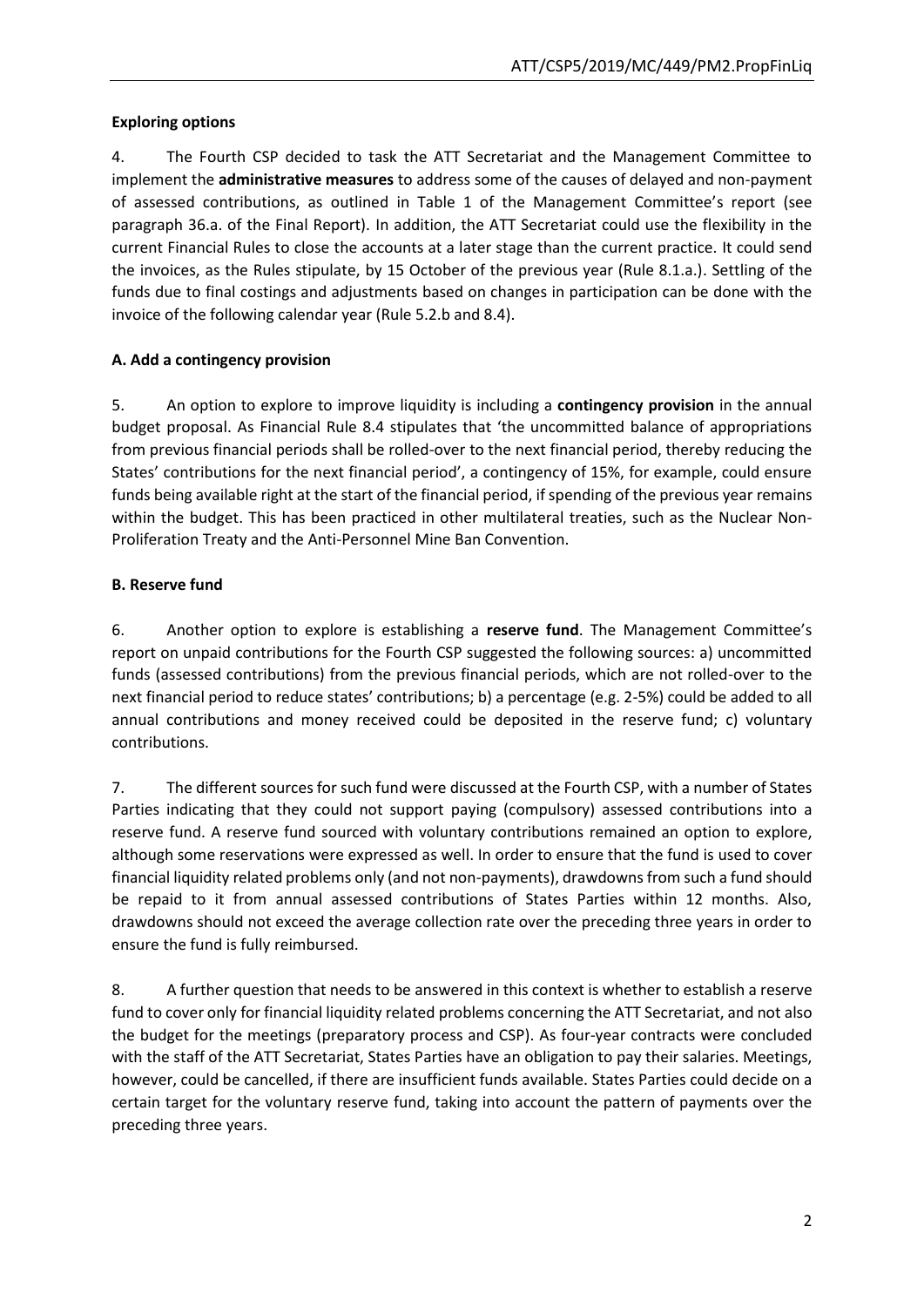**Exploring options**

4. The Fourth CSP decided to task the ATT Secretariat and the Management Committee to implement the **administrative measures** to address some of the causes of delayed and non-payment of assessed contributions, as outlined in Table 1 of the Management Committee's report (see paragraph 36.a. of the Final Report). In addition, the ATT Secretariat could use the flexibility in the current Financial Rules to close the accounts at a later stage than the current practice. It could send the invoices, as the Rules stipulate, by 15 October of the previous year (Rule 8.1.a.). Settling of the funds due to final costings and adjustments based on changes in participation can be done with the invoice of the following calendar year (Rule 5.2.b and 8.4).

**A. Add a contingency provision**

5. An option to explore to improve liquidity is including a **contingency provision** in the annual budget proposal. As Financial Rule 8.4 stipulates that 'the uncommitted balance of appropriations from previous financial periods shall be rolled-over to the next financial period, thereby reducing the States' contributions for the next financial period', a contingency of 15%, for example, could ensure funds being available right at the start of the financial period, if spending of the previous year remains within the budget. This has been practiced in other multilateral treaties, such as the Nuclear Non-Proliferation Treaty and the Anti-Personnel Mine Ban Convention.

**B. Reserve fund**

6. Another option to explore is establishing a **reserve fund**. The Management Committee's report on unpaid contributions for the Fourth CSP suggested the following sources: a) uncommitted funds (assessed contributions) from the previous financial periods, which are not rolled-over to the next financial period to reduce states' contributions; b) a percentage (e.g. 2-5%) could be added to all annual contributions and money received could be deposited in the reserve fund; c) voluntary contributions.

7. The different sources for such fund were discussed at the Fourth CSP, with a number of States Parties indicating that they could not support paying (compulsory) assessed contributions into a reserve fund. A reserve fund sourced with voluntary contributions remained an option to explore, although some reservations were expressed as well. In order to ensure that the fund is used to cover financial liquidity related problems only (and not non-payments), drawdowns from such a fund should be repaid to it from annual assessed contributions of States Parties within 12 months. Also, drawdowns should not exceed the average collection rate over the preceding three years in order to ensure the fund is fully reimbursed.

8. A further question that needs to be answered in this context is whether to establish a reserve fund to cover only for financial liquidity related problems concerning the ATT Secretariat, and not also the budget for the meetings (preparatory process and CSP). As four-year contracts were concluded with the staff of the ATT Secretariat, States Parties have an obligation to pay their salaries. Meetings, however, could be cancelled, if there are insufficient funds available. States Parties could decide on a certain target for the voluntary reserve fund, taking into account the pattern of payments over the preceding three years.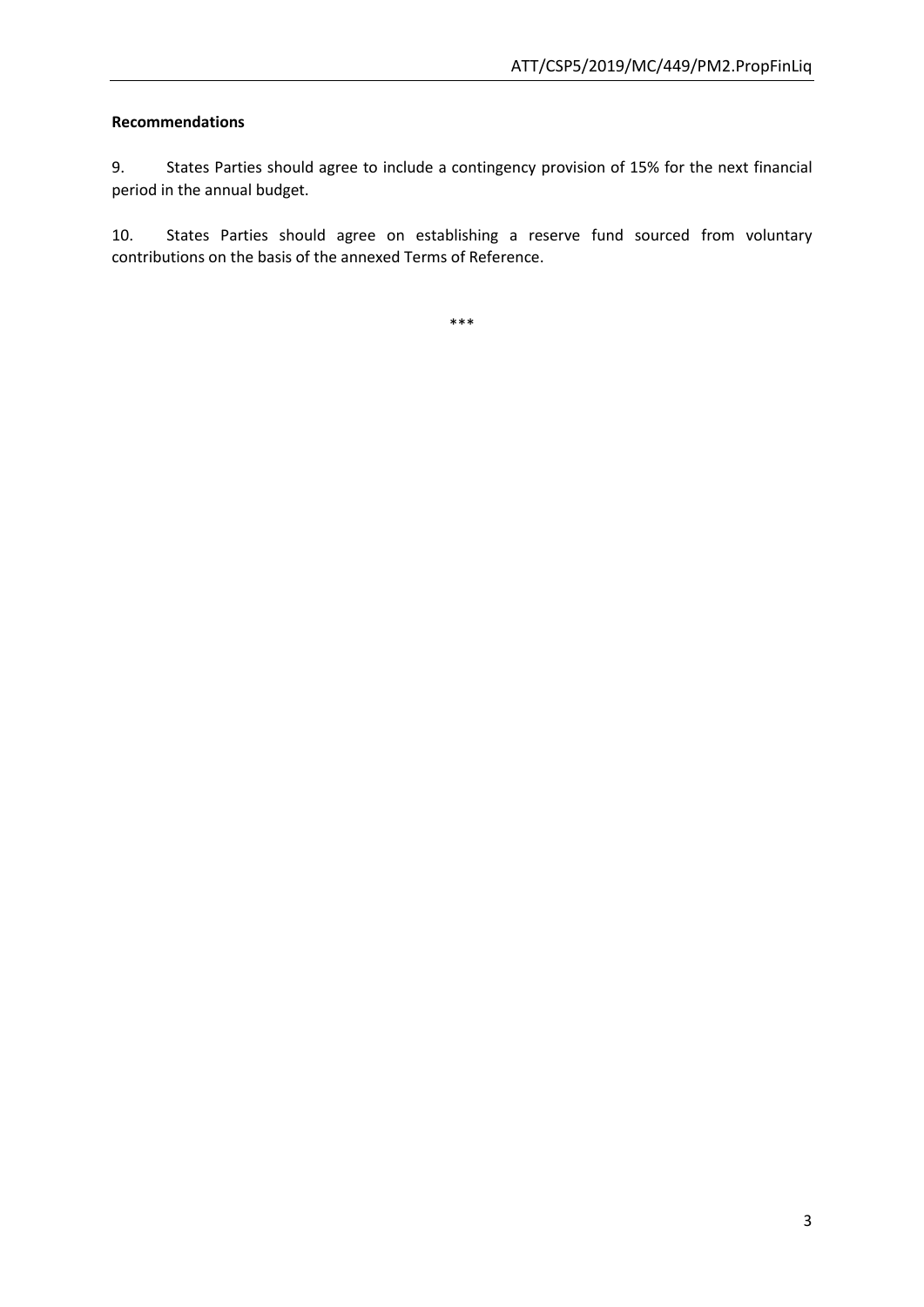**Recommendations**

9. States Parties should agree to include a contingency provision of 15% for the next financial period in the annual budget.

10. States Parties should agree on establishing a reserve fund sourced from voluntary contributions on the basis of the annexed Terms of Reference.

***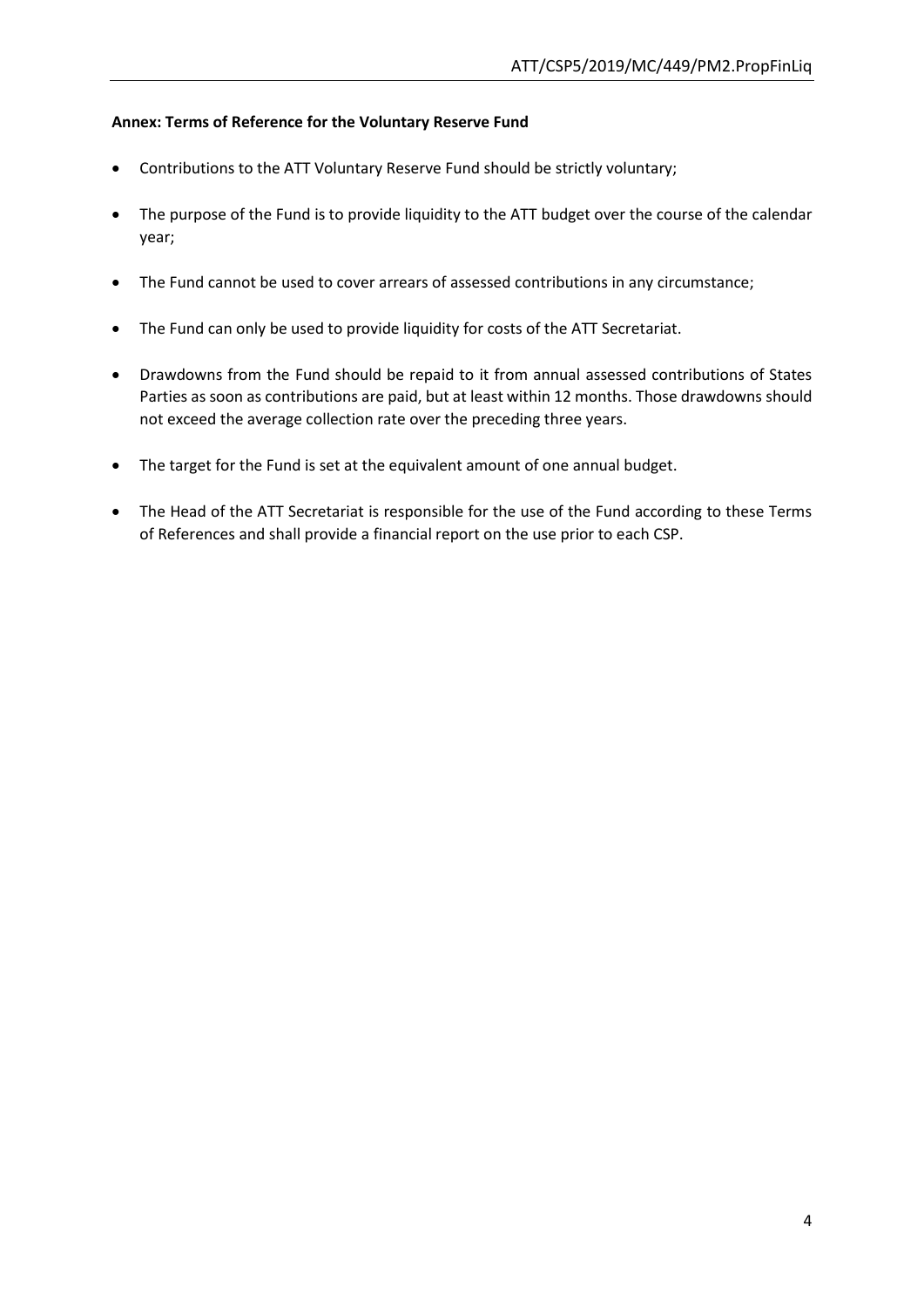**Annex: Terms of Reference for the Voluntary Reserve Fund**

- Contributions to the ATT Voluntary Reserve Fund should be strictly voluntary;
- The purpose of the Fund is to provide liquidity to the ATT budget over the course of the calendar year;
- The Fund cannot be used to cover arrears of assessed contributions in any circumstance;
- The Fund can only be used to provide liquidity for costs of the ATT Secretariat.
- Drawdowns from the Fund should be repaid to it from annual assessed contributions of States Parties as soon as contributions are paid, but at least within 12 months. Those drawdowns should not exceed the average collection rate over the preceding three years.
- The target for the Fund is set at the equivalent amount of one annual budget.
- The Head of the ATT Secretariat is responsible for the use of the Fund according to these Terms of References and shall provide a financial report on the use prior to each CSP.